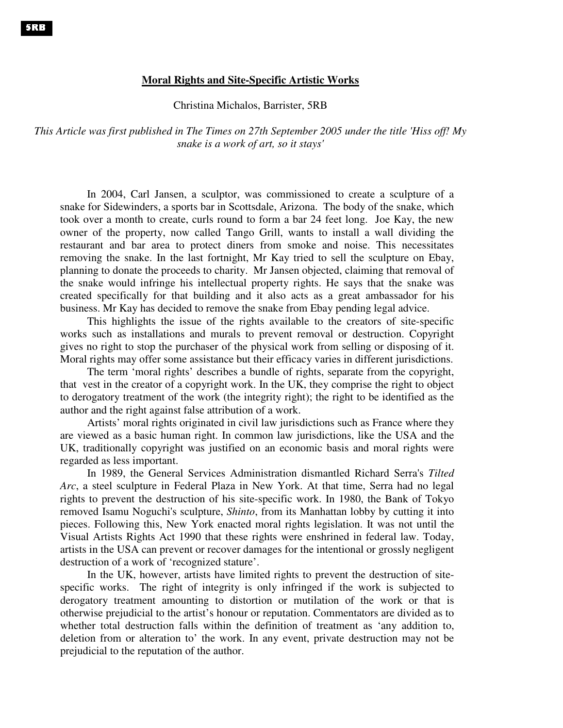# Moral Rights and Site-Specific Artistic Works

Christina Michalos, Barrister, 5RB

*This Article was first published in The Times on 27th September 2005 under the title 'Hiss off! My snake is a work of art, so it stays'*

In 2004, Carl Jansen, a sculptor, was commissioned to create a sculpture of a snake for Sidewinders, a sports bar in Scottsdale, Arizona. The body of the snake, which took over a month to create, curls round to form a bar 24 feet long. Joe Kay, the new owner of the property, now called Tango Grill, wants to install a wall dividing the restaurant and bar area to protect diners from smoke and noise. This necessitates removing the snake. In the last fortnight, Mr Kay tried to sell the sculpture on Ebay, planning to donate the proceeds to charity. Mr Jansen objected, claiming that removal of the snake would infringe his intellectual property rights. He says that the snake was created specifically for that building and it also acts as a great ambassador for his business. Mr Kay has decided to remove the snake from Ebay pending legal advice.

This highlights the issue of the rights available to the creators of site-specific works such as installations and murals to prevent removal or destruction. Copyright gives no right to stop the purchaser of the physical work from selling or disposing of it. Moral rights may offer some assistance but their efficacy varies in different jurisdictions.

The term 'moral rights' describes a bundle of rights, separate from the copyright, that vest in the creator of a copyright work. In the UK, they comprise the right to object to derogatory treatment of the work (the integrity right); the right to be identified as the author and the right against false attribution of a work.

Artists' moral rights originated in civil law jurisdictions such as France where they are viewed as a basic human right. In common law jurisdictions, like the USA and the UK, traditionally copyright was justified on an economic basis and moral rights were regarded as less important.

In 1989, the General Services Administration dismantled Richard Serra's *Tilted Arc*, a steel sculpture in Federal Plaza in New York. At that time, Serra had no legal rights to prevent the destruction of his site-specific work. In 1980, the Bank of Tokyo removed Isamu Noguchi's sculpture, *Shinto*, from its Manhattan lobby by cutting it into pieces. Following this, New York enacted moral rights legislation. It was not until the Visual Artists Rights Act 1990 that these rights were enshrined in federal law. Today, artists in the USA can prevent or recover damages for the intentional or grossly negligent destruction of a work of 'recognized stature'.

In the UK, however, artists have limited rights to prevent the destruction of site-specific works. The right of integrity is only infringed if the work is subjected to derogatory treatment amounting to distortion or mutilation of the work or that is otherwise prejudicial to the artist's honour or reputation. Commentators are divided as to whether total destruction falls within the definition of treatment as 'any addition to, deletion from or alteration to' the work. In any event, private destruction may not be prejudicial to the reputation of the author.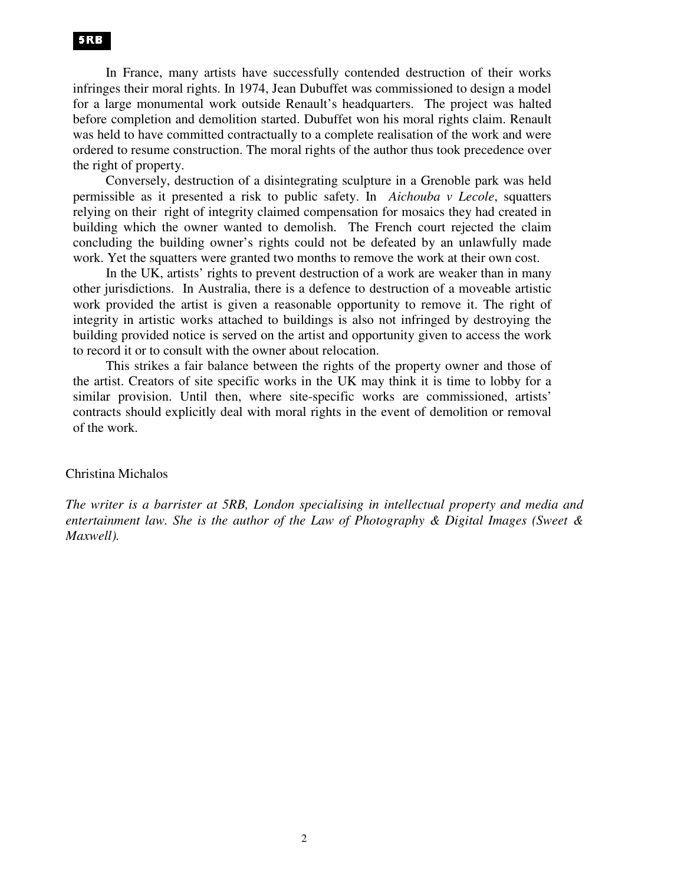In France, many artists have successfully contended destruction of their works infringes their moral rights. In 1974, Jean Dubuffet was commissioned to design a model for a large monumental work outside Renault's headquarters. The project was halted before completion and demolition started. Dubuffet won his moral rights claim. Renault was held to have committed contractually to a complete realisation of the work and were ordered to resume construction. The moral rights of the author thus took precedence over the right of property.

Conversely, destruction of a disintegrating sculpture in a Grenoble park was held permissible as it presented a risk to public safety. In *Aichouba v Lecole*, squatters relying on their right of integrity claimed compensation for mosaics they had created in building which the owner wanted to demolish. The French court rejected the claim concluding the building owner's rights could not be defeated by an unlawfully made work. Yet the squatters were granted two months to remove the work at their own cost.

In the UK, artists' rights to prevent destruction of a work are weaker than in many other jurisdictions. In Australia, there is a defence to destruction of a moveable artistic work provided the artist is given a reasonable opportunity to remove it. The right of integrity in artistic works attached to buildings is also not infringed by destroying the building provided notice is served on the artist and opportunity given to access the work to record it or to consult with the owner about relocation.

This strikes a fair balance between the rights of the property owner and those of the artist. Creators of site specific works in the UK may think it is time to lobby for a similar provision. Until then, where site-specific works are commissioned, artists' contracts should explicitly deal with moral rights in the event of demolition or removal of the work.

Christina Michalos

*The writer is a barrister at 5RB, London specialising in intellectual property and media and entertainment law. She is the author of the Law of Photography & Digital Images (Sweet & Maxwell).*